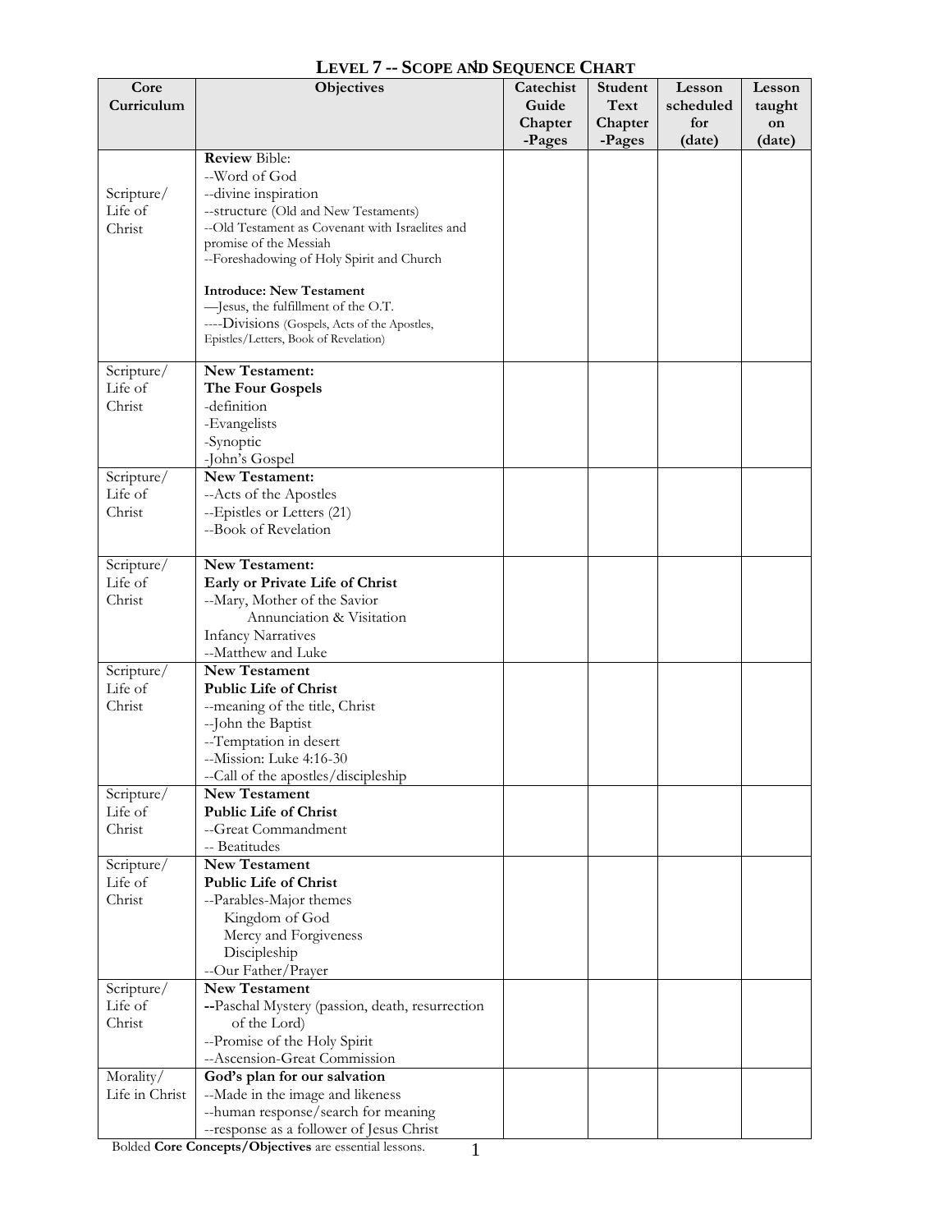# LEVEL 7 -- SCOPE AND SEQUENCE CHART

| Core Curriculum | Objectives | Catechist Guide Chapter -Pages | Student Text Chapter -Pages | Lesson scheduled for (date) | Lesson taught on (date) |
|---|---|---|---|---|---|
| Scripture/ Life of Christ | **Review** Bible:<br>--Word of God<br>--divine inspiration<br>--structure (Old and New Testaments)<br>--Old Testament as Covenant with Israelites and promise of the Messiah<br>--Foreshadowing of Holy Spirit and Church<br><br>**Introduce: New Testament**<br>—Jesus, the fulfillment of the O.T.<br>----Divisions (Gospels, Acts of the Apostles, Epistles/Letters, Book of Revelation) | | | | |
| Scripture/ Life of Christ | **New Testament:**<br>**The Four Gospels**<br>-definition<br>-Evangelists<br>-Synoptic<br>-John's Gospel | | | | |
| Scripture/ Life of Christ | **New Testament:**<br>--Acts of the Apostles<br>--Epistles or Letters (21)<br>--Book of Revelation | | | | |
| Scripture/ Life of Christ | **New Testament:**<br>**Early or Private Life of Christ**<br>--Mary, Mother of the Savior<br>Annunciation & Visitation<br>Infancy Narratives<br>--Matthew and Luke | | | | |
| Scripture/ Life of Christ | **New Testament**<br>**Public Life of Christ**<br>--meaning of the title, Christ<br>--John the Baptist<br>--Temptation in desert<br>--Mission: Luke 4:16-30<br>--Call of the apostles/discipleship | | | | |
| Scripture/ Life of Christ | **New Testament**<br>**Public Life of Christ**<br>--Great Commandment<br>-- Beatitudes | | | | |
| Scripture/ Life of Christ | **New Testament**<br>**Public Life of Christ**<br>--Parables-Major themes<br>Kingdom of God<br>Mercy and Forgiveness<br>Discipleship<br>--Our Father/Prayer | | | | |
| Scripture/ Life of Christ | **New Testament**<br>**--**Paschal Mystery (passion, death, resurrection of the Lord)<br>--Promise of the Holy Spirit<br>--Ascension-Great Commission | | | | |
| Morality/ Life in Christ | **God's plan for our salvation**<br>--Made in the image and likeness<br>--human response/search for meaning<br>--response as a follower of Jesus Christ | | | | |

Bolded **Core Concepts/Objectives** are essential lessons.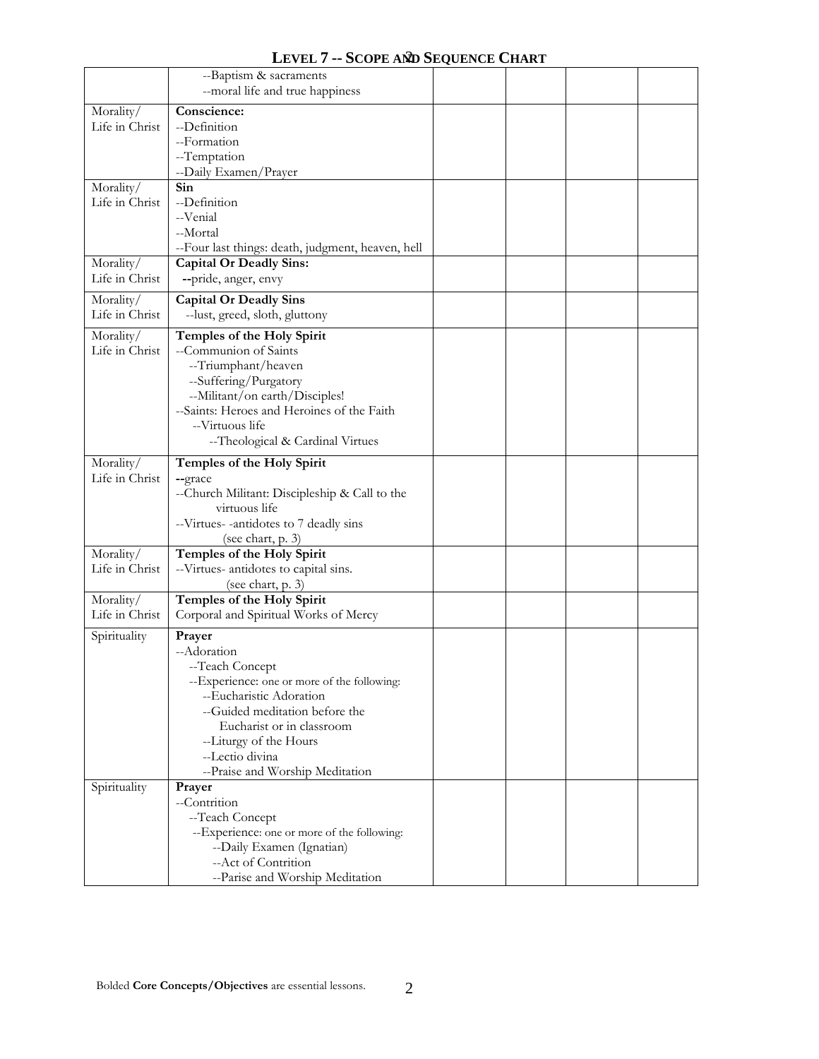# LEVEL 7 -- SCOPE AND SEQUENCE CHART

| | | | | | |
|---|---|---|---|---|---|
| | --Baptism & sacraments<br>--moral life and true happiness | | | | |
| Morality/ Life in Christ | **Conscience:**<br>--Definition<br>--Formation<br>--Temptation<br>--Daily Examen/Prayer | | | | |
| Morality/ Life in Christ | **Sin**<br>--Definition<br>--Venial<br>--Mortal<br>--Four last things: death, judgment, heaven, hell | | | | |
| Morality/ Life in Christ | **Capital Or Deadly Sins:**<br>**--**pride, anger, envy | | | | |
| Morality/ Life in Christ | **Capital Or Deadly Sins**<br>--lust, greed, sloth, gluttony | | | | |
| Morality/ Life in Christ | **Temples of the Holy Spirit**<br>--Communion of Saints<br>--Triumphant/heaven<br>--Suffering/Purgatory<br>--Militant/on earth/Disciples!<br>--Saints: Heroes and Heroines of the Faith<br>--Virtuous life<br>--Theological & Cardinal Virtues | | | | |
| Morality/ Life in Christ | **Temples of the Holy Spirit**<br>**--**grace<br>--Church Militant: Discipleship & Call to the virtuous life<br>--Virtues- -antidotes to 7 deadly sins (see chart, p. 3) | | | | |
| Morality/ Life in Christ | **Temples of the Holy Spirit**<br>--Virtues- antidotes to capital sins. (see chart, p. 3) | | | | |
| Morality/ Life in Christ | **Temples of the Holy Spirit**<br>Corporal and Spiritual Works of Mercy | | | | |
| Spirituality | **Prayer**<br>--Adoration<br>--Teach Concept<br>--Experience: one or more of the following:<br>--Eucharistic Adoration<br>--Guided meditation before the Eucharist or in classroom<br>--Liturgy of the Hours<br>--Lectio divina<br>--Praise and Worship Meditation | | | | |
| Spirituality | **Prayer**<br>--Contrition<br>--Teach Concept<br>--Experience: one or more of the following:<br>--Daily Examen (Ignatian)<br>--Act of Contrition<br>--Parise and Worship Meditation | | | | |

Bolded **Core Concepts/Objectives** are essential lessons.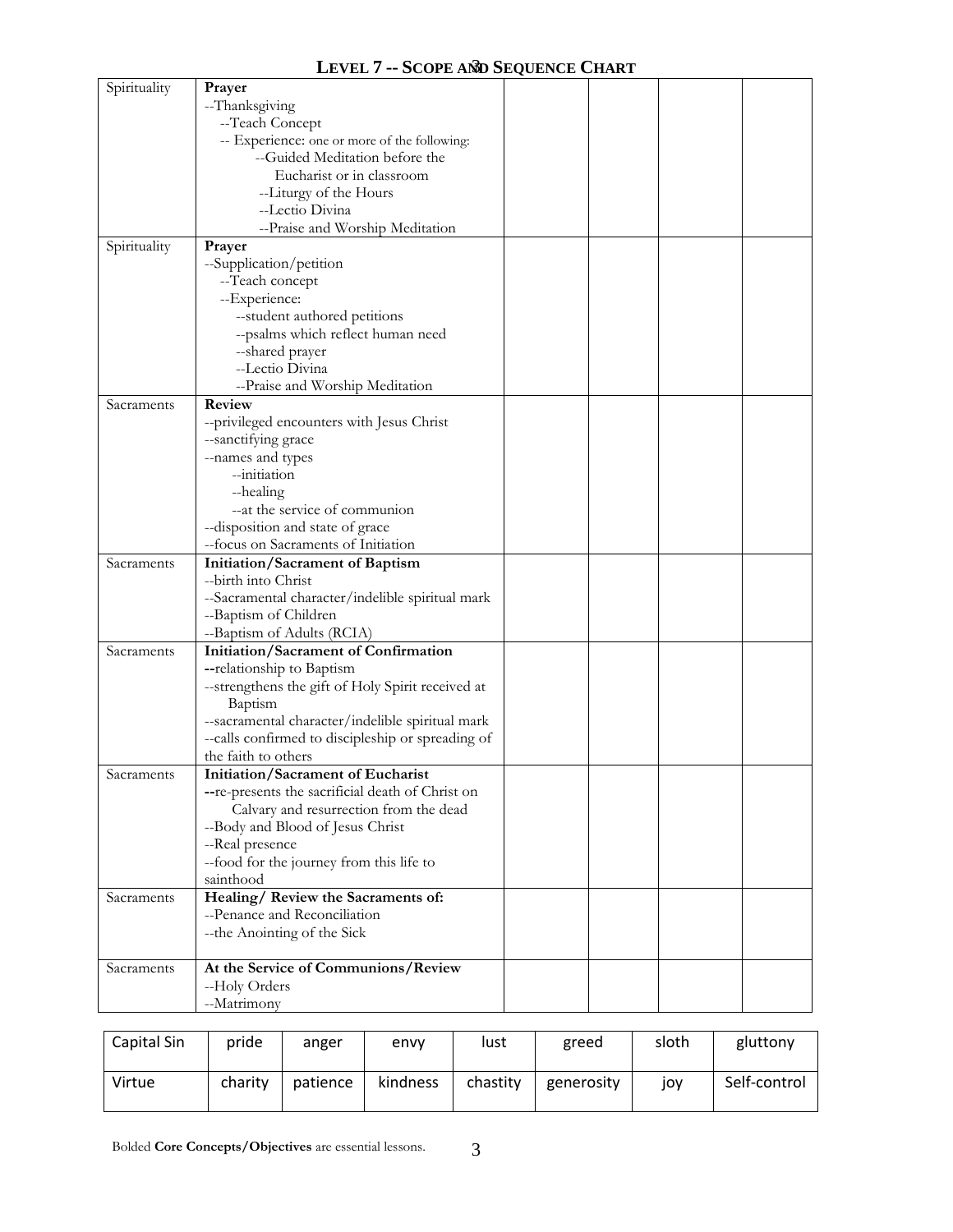## LEVEL 7 -- SCOPE AND SEQUENCE CHART

| | | | | | |
|---|---|---|---|---|---|
| Spirituality | **Prayer**<br>--Thanksgiving<br>--Teach Concept<br>-- Experience: one or more of the following:<br>--Guided Meditation before the Eucharist or in classroom<br>--Liturgy of the Hours<br>--Lectio Divina<br>--Praise and Worship Meditation | | | | |
| Spirituality | **Prayer**<br>--Supplication/petition<br>--Teach concept<br>--Experience:<br>--student authored petitions<br>--psalms which reflect human need<br>--shared prayer<br>--Lectio Divina<br>--Praise and Worship Meditation | | | | |
| Sacraments | **Review**<br>--privileged encounters with Jesus Christ<br>--sanctifying grace<br>--names and types<br>--initiation<br>--healing<br>--at the service of communion<br>--disposition and state of grace<br>--focus on Sacraments of Initiation | | | | |
| Sacraments | **Initiation/Sacrament of Baptism**<br>--birth into Christ<br>--Sacramental character/indelible spiritual mark<br>--Baptism of Children<br>--Baptism of Adults (RCIA) | | | | |
| Sacraments | **Initiation/Sacrament of Confirmation**<br>**--**relationship to Baptism<br>--strengthens the gift of Holy Spirit received at Baptism<br>--sacramental character/indelible spiritual mark<br>--calls confirmed to discipleship or spreading of the faith to others | | | | |
| Sacraments | **Initiation/Sacrament of Eucharist**<br>**--**re-presents the sacrificial death of Christ on Calvary and resurrection from the dead<br>--Body and Blood of Jesus Christ<br>--Real presence<br>--food for the journey from this life to sainthood | | | | |
| Sacraments | **Healing/ Review the Sacraments of:**<br>--Penance and Reconciliation<br>--the Anointing of the Sick | | | | |
| Sacraments | **At the Service of Communions/Review**<br>--Holy Orders<br>--Matrimony | | | | |

| Capital Sin | pride | anger | envy | lust | greed | sloth | gluttony |
|---|---|---|---|---|---|---|---|
| Virtue | charity | patience | kindness | chastity | generosity | joy | Self-control |

Bolded **Core Concepts/Objectives** are essential lessons.